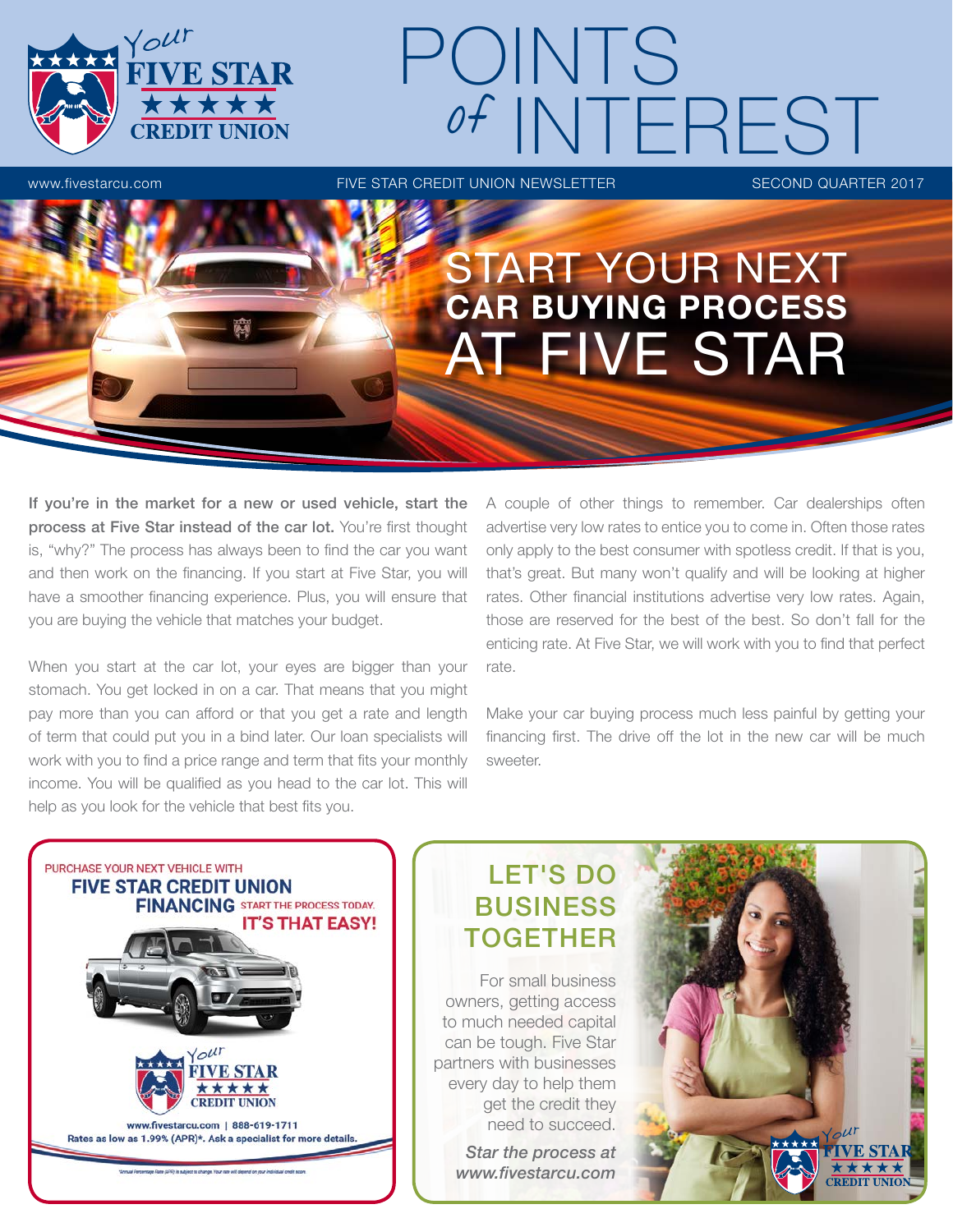# POINTS *of* INTEREST

www.fivestarcu.com | FIVE STAR CREDIT UNION NEWSLETTER | SECOND QUARTER 2017

## START YOUR NEXT CAR BUYING PROCESS AT FIVE STAR

**If you're in the market for a new or used vehicle, start the process at Five Star instead of the car lot.** You're first thought is, "why?" The process has always been to find the car you want and then work on the financing. If you start at Five Star, you will have a smoother financing experience. Plus, you will ensure that you are buying the vehicle that matches your budget.

When you start at the car lot, your eyes are bigger than your stomach. You get locked in on a car. That means that you might pay more than you can afford or that you get a rate and length of term that could put you in a bind later. Our loan specialists will work with you to find a price range and term that fits your monthly income. You will be qualified as you head to the car lot. This will help as you look for the vehicle that best fits you.

A couple of other things to remember. Car dealerships often advertise very low rates to entice you to come in. Often those rates only apply to the best consumer with spotless credit. If that is you, that's great. But many won't qualify and will be looking at higher rates. Other financial institutions advertise very low rates. Again, those are reserved for the best of the best. So don't fall for the enticing rate. At Five Star, we will work with you to find that perfect rate.

Make your car buying process much less painful by getting your financing first. The drive off the lot in the new car will be much sweeter.

PURCHASE YOUR NEXT VEHICLE WITH **FIVE STAR CREDIT UNION FINANCING** START THE PROCESS TODAY. **IT'S THAT EASY!**

Your FIVE STAR CREDIT UNION

www.fivestarcu.com | 888-619-1711

**Rates as low as 1.99% (APR)*. Ask a specialist for more details.**

*Annual Percentage Rate (APR) is subject to change. Your rate will depend on your individual credit score.

## LET'S DO BUSINESS TOGETHER

For small business owners, getting access to much needed capital can be tough. Five Star partners with businesses every day to help them get the credit they need to succeed.

*Star the process at www.fivestarcu.com*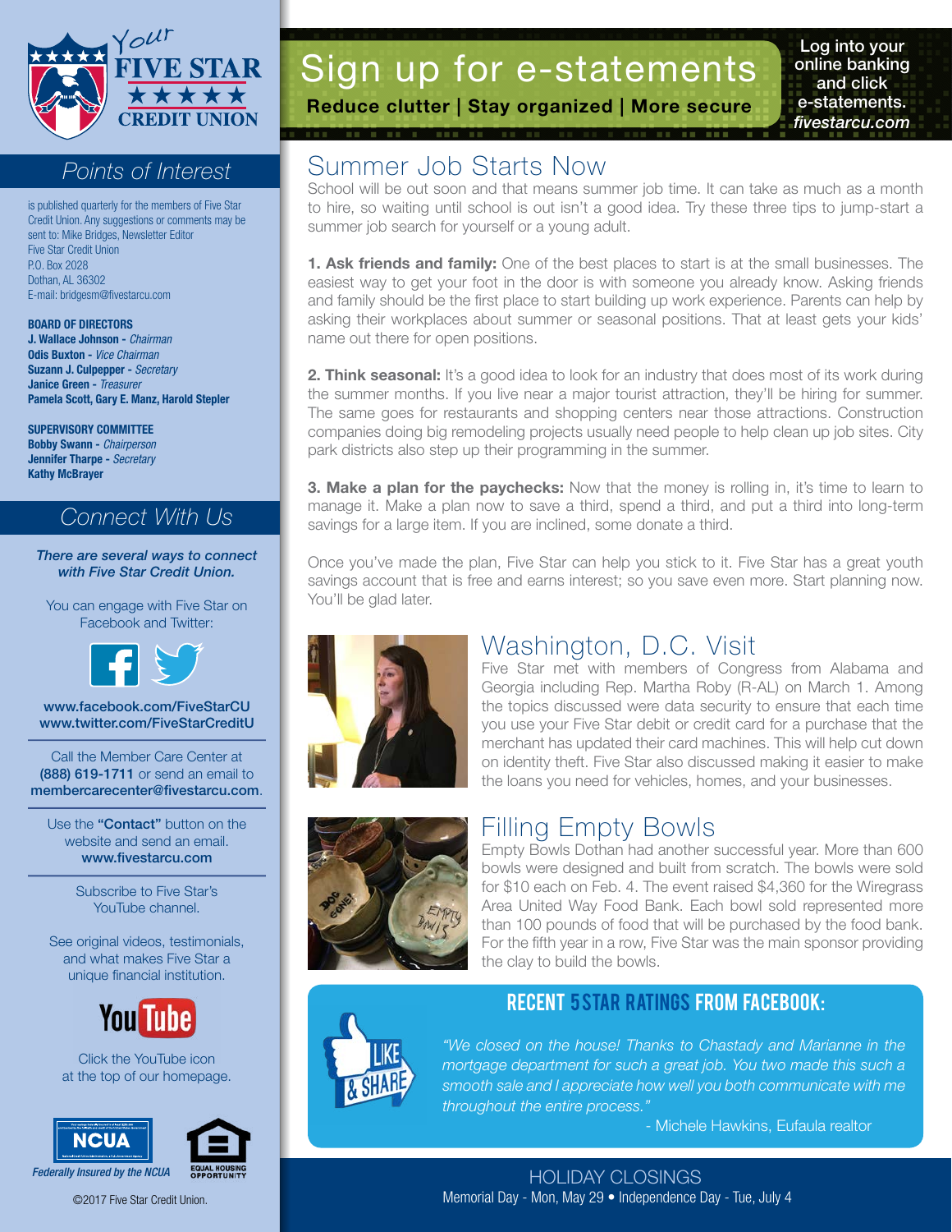Your FIVE STAR CREDIT UNION

## Points of Interest

is published quarterly for the members of Five Star Credit Union. Any suggestions or comments may be sent to: Mike Bridges, Newsletter Editor
Five Star Credit Union
P.O. Box 2028
Dothan, AL 36302
E-mail: bridgesm@fivestarcu.com

**BOARD OF DIRECTORS**
**J. Wallace Johnson** - *Chairman*
**Odis Buxton** - *Vice Chairman*
**Suzann J. Culpepper** - *Secretary*
**Janice Green** - *Treasurer*
**Pamela Scott, Gary E. Manz, Harold Stepler**

**SUPERVISORY COMMITTEE**
**Bobby Swann** - *Chairperson*
**Jennifer Tharpe** - *Secretary*
**Kathy McBrayer**

## Connect With Us

***There are several ways to connect with Five Star Credit Union.***

You can engage with Five Star on Facebook and Twitter:

**www.facebook.com/FiveStarCU**
**www.twitter.com/FiveStarCreditU**

Call the Member Care Center at **(888) 619-1711** or send an email to **membercarecenter@fivestarcu.com**.

Use the **"Contact"** button on the website and send an email.
**www.fivestarcu.com**

Subscribe to Five Star's YouTube channel.

See original videos, testimonials, and what makes Five Star a unique financial institution.

Click the YouTube icon at the top of our homepage.

*Federally Insured by the NCUA*

©2017 Five Star Credit Union.

# Sign up for e-statements

**Reduce clutter | Stay organized | More secure**

Log into your online banking and click e-statements. *fivestarcu.com*

## Summer Job Starts Now

School will be out soon and that means summer job time. It can take as much as a month to hire, so waiting until school is out isn't a good idea. Try these three tips to jump-start a summer job search for yourself or a young adult.

**1. Ask friends and family:** One of the best places to start is at the small businesses. The easiest way to get your foot in the door is with someone you already know. Asking friends and family should be the first place to start building up work experience. Parents can help by asking their workplaces about summer or seasonal positions. That at least gets your kids' name out there for open positions.

**2. Think seasonal:** It's a good idea to look for an industry that does most of its work during the summer months. If you live near a major tourist attraction, they'll be hiring for summer. The same goes for restaurants and shopping centers near those attractions. Construction companies doing big remodeling projects usually need people to help clean up job sites. City park districts also step up their programming in the summer.

**3. Make a plan for the paychecks:** Now that the money is rolling in, it's time to learn to manage it. Make a plan now to save a third, spend a third, and put a third into long-term savings for a large item. If you are inclined, some donate a third.

Once you've made the plan, Five Star can help you stick to it. Five Star has a great youth savings account that is free and earns interest; so you save even more. Start planning now. You'll be glad later.

## Washington, D.C. Visit

Five Star met with members of Congress from Alabama and Georgia including Rep. Martha Roby (R-AL) on March 1. Among the topics discussed were data security to ensure that each time you use your Five Star debit or credit card for a purchase that the merchant has updated their card machines. This will help cut down on identity theft. Five Star also discussed making it easier to make the loans you need for vehicles, homes, and your businesses.

## Filling Empty Bowls

Empty Bowls Dothan had another successful year. More than 600 bowls were designed and built from scratch. The bowls were sold for $10 each on Feb. 4. The event raised $4,360 for the Wiregrass Area United Way Food Bank. Each bowl sold represented more than 100 pounds of food that will be purchased by the food bank. For the fifth year in a row, Five Star was the main sponsor providing the clay to build the bowls.

## RECENT 5 STAR RATINGS FROM FACEBOOK:

*"We closed on the house! Thanks to Chastady and Marianne in the mortgage department for such a great job. You two made this such a smooth sale and I appreciate how well you both communicate with me throughout the entire process."*

- Michele Hawkins, Eufaula realtor

## HOLIDAY CLOSINGS

Memorial Day - Mon, May 29 • Independence Day - Tue, July 4